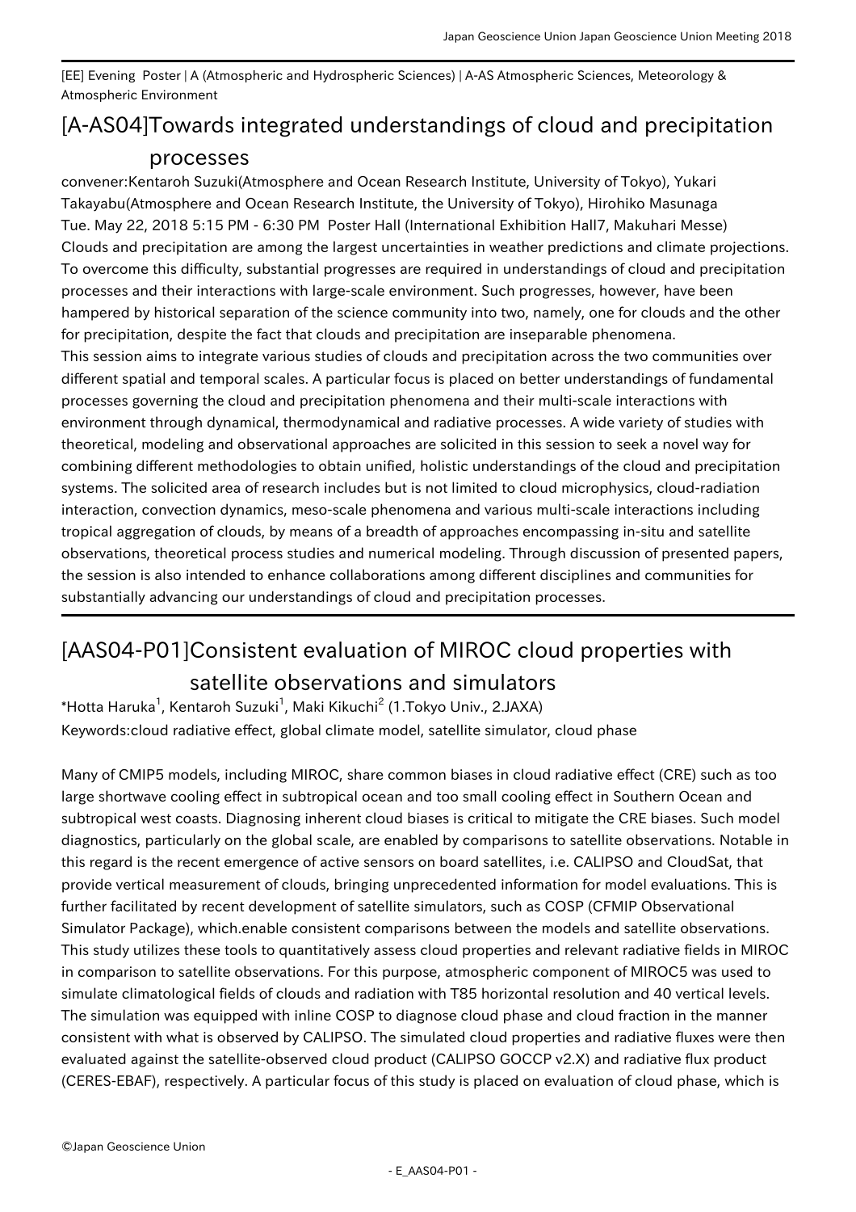[EE] Evening Poster | A (Atmospheric and Hydrospheric Sciences) | A-AS Atmospheric Sciences, Meteorology & Atmospheric Environment

# [A-AS04]Towards integrated understandings of cloud and precipitation processes

convener:Kentaroh Suzuki(Atmosphere and Ocean Research Institute, University of Tokyo), Yukari Takayabu(Atmosphere and Ocean Research Institute, the University of Tokyo), Hirohiko Masunaga
Tue. May 22, 2018 5:15 PM - 6:30 PM Poster Hall (International Exhibition Hall7, Makuhari Messe)

Clouds and precipitation are among the largest uncertainties in weather predictions and climate projections. To overcome this difficulty, substantial progresses are required in understandings of cloud and precipitation processes and their interactions with large-scale environment. Such progresses, however, have been hampered by historical separation of the science community into two, namely, one for clouds and the other for precipitation, despite the fact that clouds and precipitation are inseparable phenomena.
This session aims to integrate various studies of clouds and precipitation across the two communities over different spatial and temporal scales. A particular focus is placed on better understandings of fundamental processes governing the cloud and precipitation phenomena and their multi-scale interactions with environment through dynamical, thermodynamical and radiative processes. A wide variety of studies with theoretical, modeling and observational approaches are solicited in this session to seek a novel way for combining different methodologies to obtain unified, holistic understandings of the cloud and precipitation systems. The solicited area of research includes but is not limited to cloud microphysics, cloud-radiation interaction, convection dynamics, meso-scale phenomena and various multi-scale interactions including tropical aggregation of clouds, by means of a breadth of approaches encompassing in-situ and satellite observations, theoretical process studies and numerical modeling. Through discussion of presented papers, the session is also intended to enhance collaborations among different disciplines and communities for substantially advancing our understandings of cloud and precipitation processes.

## [AAS04-P01]Consistent evaluation of MIROC cloud properties with satellite observations and simulators

*Hotta Haruka[1], Kentaroh Suzuki[1], Maki Kikuchi[2] (1.Tokyo Univ., 2.JAXA)
Keywords:cloud radiative effect, global climate model, satellite simulator, cloud phase

Many of CMIP5 models, including MIROC, share common biases in cloud radiative effect (CRE) such as too large shortwave cooling effect in subtropical ocean and too small cooling effect in Southern Ocean and subtropical west coasts. Diagnosing inherent cloud biases is critical to mitigate the CRE biases. Such model diagnostics, particularly on the global scale, are enabled by comparisons to satellite observations. Notable in this regard is the recent emergence of active sensors on board satellites, i.e. CALIPSO and CloudSat, that provide vertical measurement of clouds, bringing unprecedented information for model evaluations. This is further facilitated by recent development of satellite simulators, such as COSP (CFMIP Observational Simulator Package), which.enable consistent comparisons between the models and satellite observations. This study utilizes these tools to quantitatively assess cloud properties and relevant radiative fields in MIROC in comparison to satellite observations. For this purpose, atmospheric component of MIROC5 was used to simulate climatological fields of clouds and radiation with T85 horizontal resolution and 40 vertical levels. The simulation was equipped with inline COSP to diagnose cloud phase and cloud fraction in the manner consistent with what is observed by CALIPSO. The simulated cloud properties and radiative fluxes were then evaluated against the satellite-observed cloud product (CALIPSO GOCCP v2.X) and radiative flux product (CERES-EBAF), respectively. A particular focus of this study is placed on evaluation of cloud phase, which is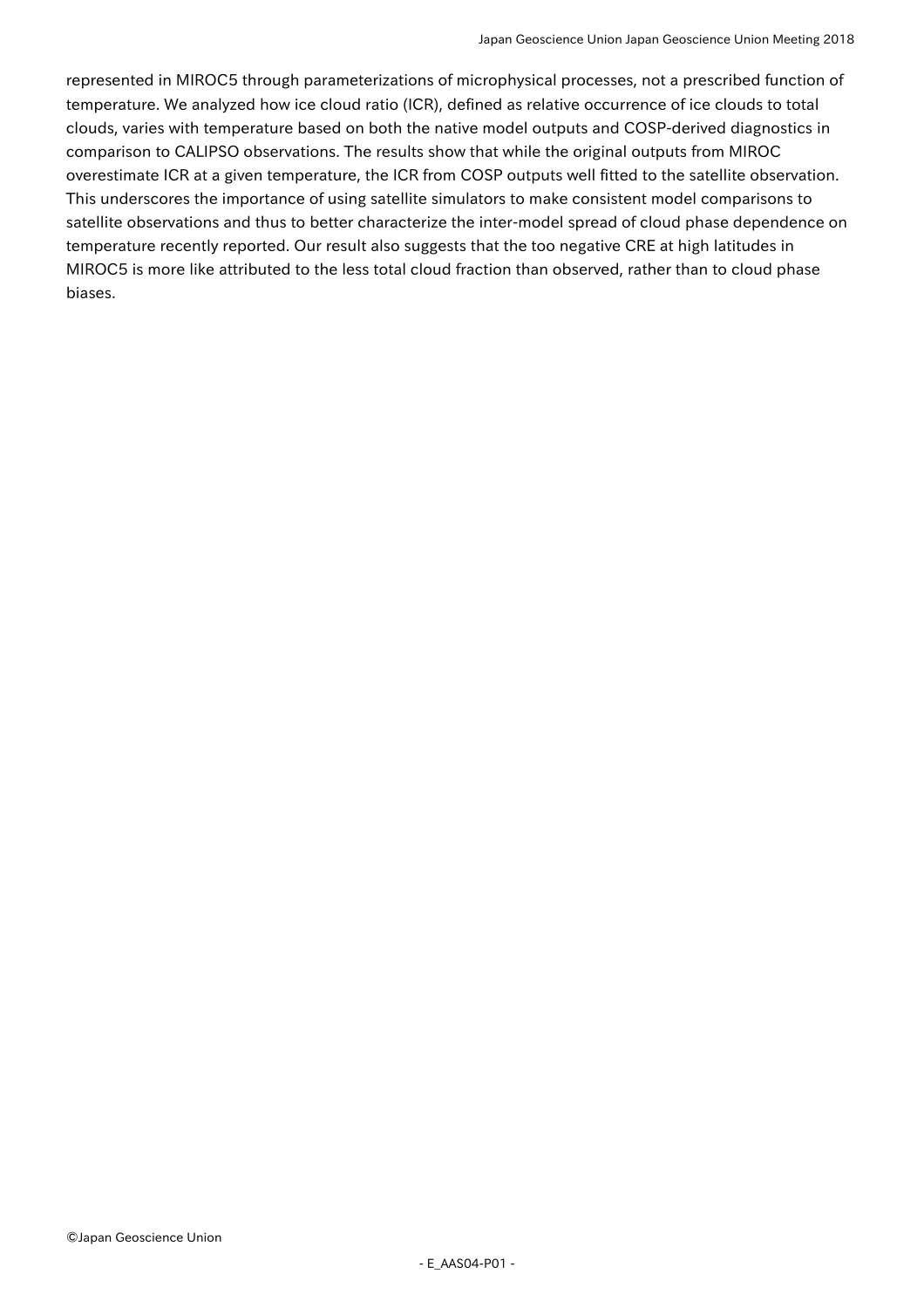represented in MIROC5 through parameterizations of microphysical processes, not a prescribed function of temperature. We analyzed how ice cloud ratio (ICR), defined as relative occurrence of ice clouds to total clouds, varies with temperature based on both the native model outputs and COSP-derived diagnostics in comparison to CALIPSO observations. The results show that while the original outputs from MIROC overestimate ICR at a given temperature, the ICR from COSP outputs well fitted to the satellite observation. This underscores the importance of using satellite simulators to make consistent model comparisons to satellite observations and thus to better characterize the inter-model spread of cloud phase dependence on temperature recently reported. Our result also suggests that the too negative CRE at high latitudes in MIROC5 is more like attributed to the less total cloud fraction than observed, rather than to cloud phase biases.